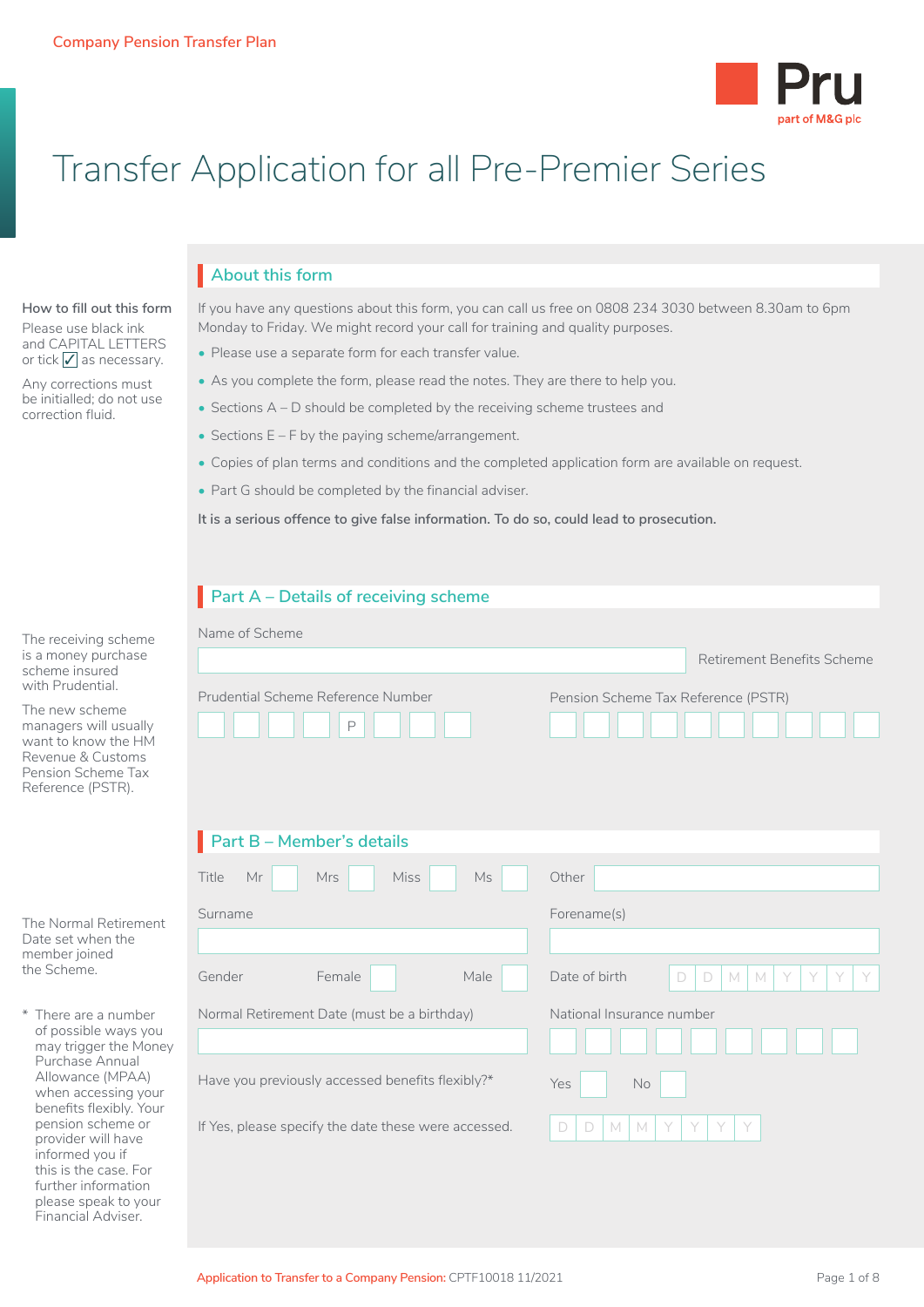Company Pension Transfer Plan

# Transfer Application for all Pre-Premier Series

**How to fill out this form**

Please use black ink and CAPITAL LETTERS or tick ✓ as necessary.

Any corrections must be initialled; do not use correction fluid.

## About this form

If you have any questions about this form, you can call us free on 0808 234 3030 between 8.30am to 6pm Monday to Friday. We might record your call for training and quality purposes.

- Please use a separate form for each transfer value.
- As you complete the form, please read the notes. They are there to help you.
- Sections A – D should be completed by the receiving scheme trustees and
- Sections E – F by the paying scheme/arrangement.
- Copies of plan terms and conditions and the completed application form are available on request.
- Part G should be completed by the financial adviser.

**It is a serious offence to give false information. To do so, could lead to prosecution.**

## Part A – Details of receiving scheme

The receiving scheme is a money purchase scheme insured with Prudential.

The new scheme managers will usually want to know the HM Revenue & Customs Pension Scheme Tax Reference (PSTR).

Name of Scheme ______________________ Retirement Benefits Scheme

Prudential Scheme Reference Number: ☐ ☐ ☐ ☐ P ☐ ☐ ☐

Pension Scheme Tax Reference (PSTR): ☐ ☐ ☐ ☐ ☐ ☐ ☐ ☐ ☐ ☐

## Part B – Member's details

The Normal Retirement Date set when the member joined the Scheme.

Title: Mr ☐ Mrs ☐ Miss ☐ Ms ☐ Other ______

Surname ______

Forename(s) ______

Gender: Female ☐ Male ☐

Date of birth: D D M M Y Y Y Y

Normal Retirement Date (must be a birthday) ______

National Insurance number: ☐ ☐ ☐ ☐ ☐ ☐ ☐ ☐ ☐

Have you previously accessed benefits flexibly?* Yes ☐ No ☐

If Yes, please specify the date these were accessed. D D M M Y Y Y Y

\* There are a number of possible ways you may trigger the Money Purchase Annual Allowance (MPAA) when accessing your benefits flexibly. Your pension scheme or provider will have informed you if this is the case. For further information please speak to your Financial Adviser.

Application to Transfer to a Company Pension: CPTF10018 11/2021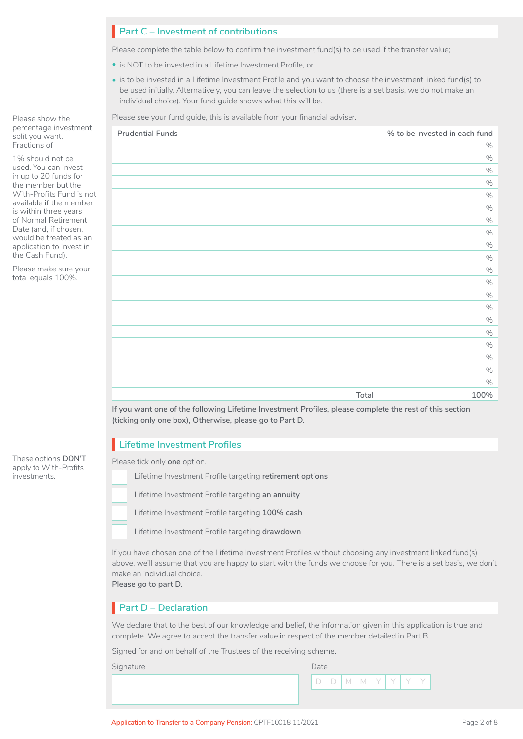## Part C – Investment of contributions

Please complete the table below to confirm the investment fund(s) to be used if the transfer value;

- is NOT to be invested in a Lifetime Investment Profile, or
- is to be invested in a Lifetime Investment Profile and you want to choose the investment linked fund(s) to be used initially. Alternatively, you can leave the selection to us (there is a set basis, we do not make an individual choice). Your fund guide shows what this will be.

Please see your fund guide, this is available from your financial adviser.

Please show the percentage investment split you want. Fractions of 1% should not be used. You can invest in up to 20 funds for the member but the With-Profits Fund is not available if the member is within three years of Normal Retirement Date (and, if chosen, would be treated as an application to invest in the Cash Fund).

Please make sure your total equals 100%.

| Prudential Funds | % to be invested in each fund |
|---|---|
| | % |
| | % |
| | % |
| | % |
| | % |
| | % |
| | % |
| | % |
| | % |
| | % |
| | % |
| | % |
| | % |
| | % |
| | % |
| | % |
| | % |
| | % |
| | % |
| | % |
| Total | 100% |

**If you want one of the following Lifetime Investment Profiles, please complete the rest of this section (ticking only one box), Otherwise, please go to Part D.**

## Lifetime Investment Profiles

These options **DON'T** apply to With-Profits investments.

Please tick only **one** option.

- ☐ Lifetime Investment Profile targeting **retirement options**
- ☐ Lifetime Investment Profile targeting **an annuity**
- ☐ Lifetime Investment Profile targeting **100% cash**
- ☐ Lifetime Investment Profile targeting **drawdown**

If you have chosen one of the Lifetime Investment Profiles without choosing any investment linked fund(s) above, we'll assume that you are happy to start with the funds we choose for you. There is a set basis, we don't make an individual choice.
**Please go to part D.**

## Part D – Declaration

We declare that to the best of our knowledge and belief, the information given in this application is true and complete. We agree to accept the transfer value in respect of the member detailed in Part B.

Signed for and on behalf of the Trustees of the receiving scheme.

Signature

Date D D M M Y Y Y Y

Application to Transfer to a Company Pension: CPTF10018 11/2021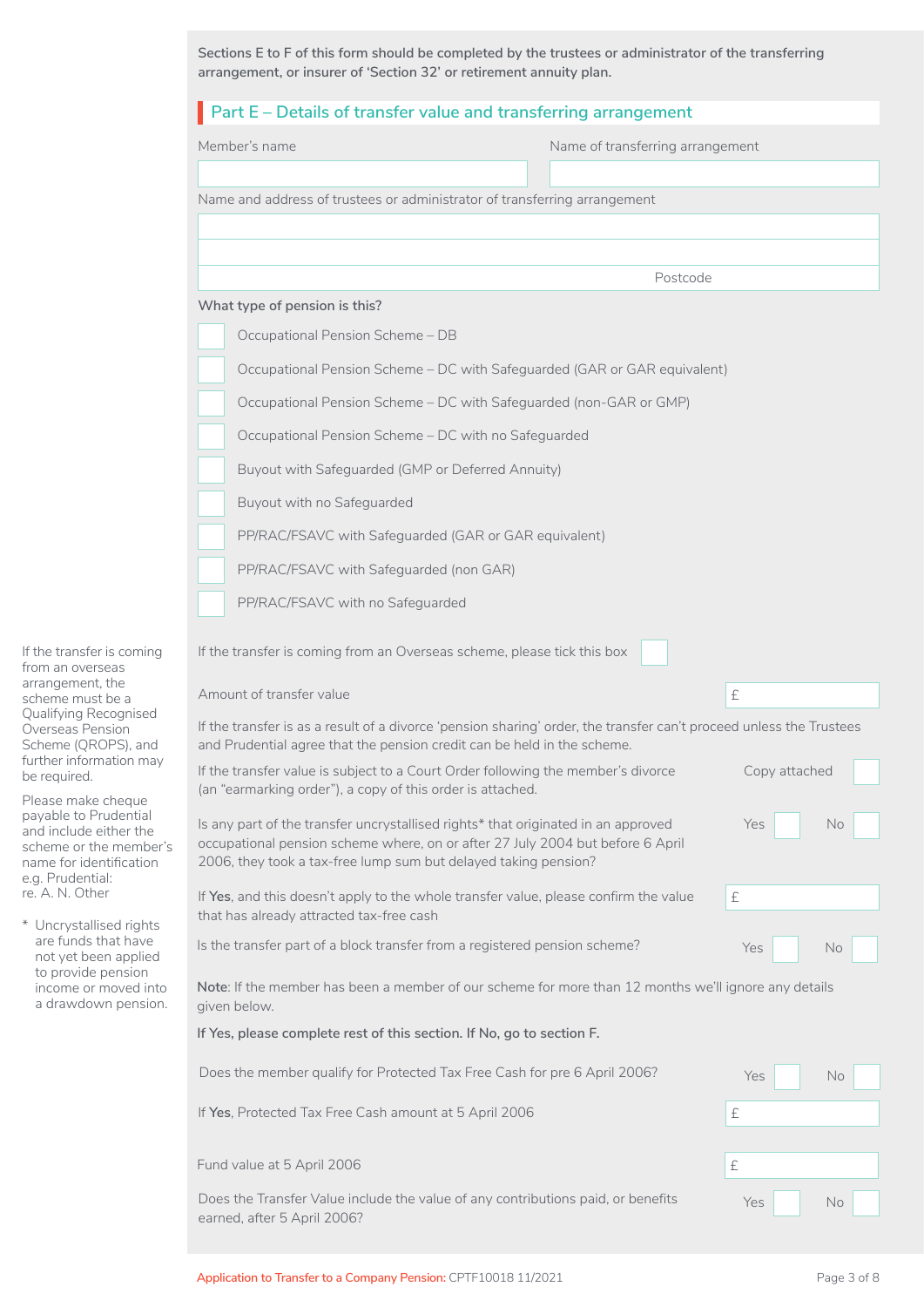**Sections E to F of this form should be completed by the trustees or administrator of the transferring arrangement, or insurer of 'Section 32' or retirement annuity plan.**

## Part E – Details of transfer value and transferring arrangement

Member's name

Name of transferring arrangement

Name and address of trustees or administrator of transferring arrangement

Postcode

**What type of pension is this?**

- [ ] Occupational Pension Scheme – DB
- [ ] Occupational Pension Scheme – DC with Safeguarded (GAR or GAR equivalent)
- [ ] Occupational Pension Scheme – DC with Safeguarded (non-GAR or GMP)
- [ ] Occupational Pension Scheme – DC with no Safeguarded
- [ ] Buyout with Safeguarded (GMP or Deferred Annuity)
- [ ] Buyout with no Safeguarded
- [ ] PP/RAC/FSAVC with Safeguarded (GAR or GAR equivalent)
- [ ] PP/RAC/FSAVC with Safeguarded (non GAR)
- [ ] PP/RAC/FSAVC with no Safeguarded

If the transfer is coming from an overseas arrangement, the scheme must be a Qualifying Recognised Overseas Pension Scheme (QROPS), and further information may be required.

Please make cheque payable to Prudential and include either the scheme or the member's name for identification e.g. Prudential: re. A. N. Other

\* Uncrystallised rights are funds that have not yet been applied to provide pension income or moved into a drawdown pension.

If the transfer is coming from an Overseas scheme, please tick this box [ ]

Amount of transfer value £

If the transfer is as a result of a divorce 'pension sharing' order, the transfer can't proceed unless the Trustees and Prudential agree that the pension credit can be held in the scheme.

If the transfer value is subject to a Court Order following the member's divorce (an "earmarking order"), a copy of this order is attached. Copy attached [ ]

Is any part of the transfer uncrystallised rights* that originated in an approved occupational pension scheme where, on or after 27 July 2004 but before 6 April 2006, they took a tax-free lump sum but delayed taking pension? Yes [ ] No [ ]

If **Yes**, and this doesn't apply to the whole transfer value, please confirm the value that has already attracted tax-free cash £

Is the transfer part of a block transfer from a registered pension scheme? Yes [ ] No [ ]

**Note**: If the member has been a member of our scheme for more than 12 months we'll ignore any details given below.

**If Yes, please complete rest of this section. If No, go to section F.**

Does the member qualify for Protected Tax Free Cash for pre 6 April 2006? Yes [ ] No [ ]

If **Yes**, Protected Tax Free Cash amount at 5 April 2006 £

Fund value at 5 April 2006 £

Does the Transfer Value include the value of any contributions paid, or benefits earned, after 5 April 2006? Yes [ ] No [ ]

Application to Transfer to a Company Pension: CPTF10018 11/2021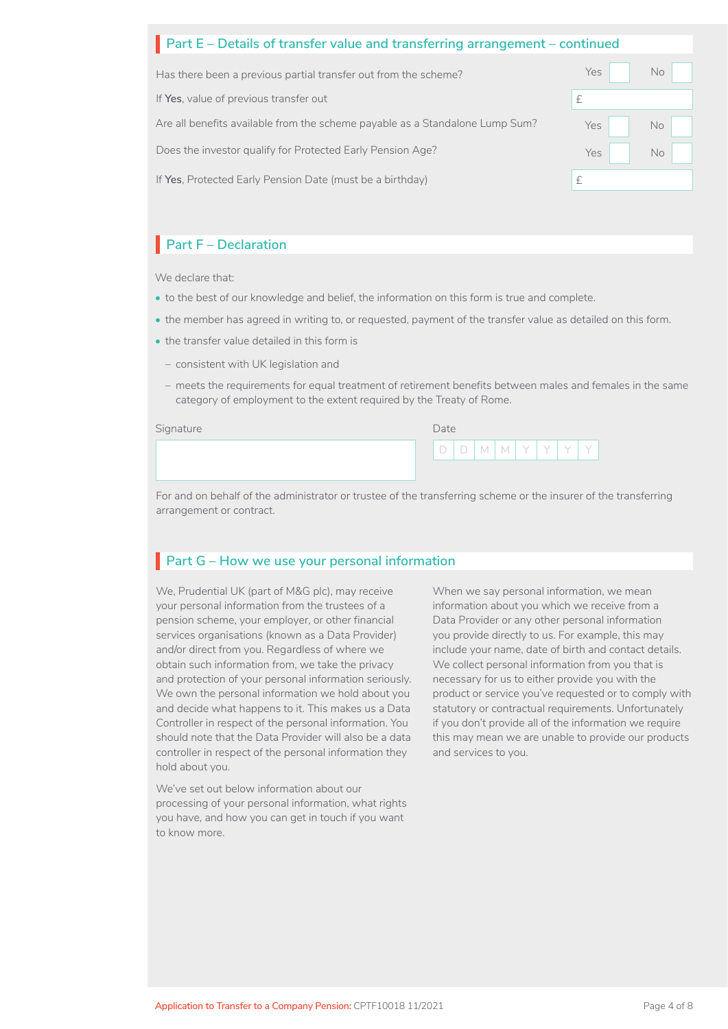## Part E – Details of transfer value and transferring arrangement – continued

| | |
|---|---|
| Has there been a previous partial transfer out from the scheme? | Yes ☐ No ☐ |
| If **Yes**, value of previous transfer out | £ |
| Are all benefits available from the scheme payable as a Standalone Lump Sum? | Yes ☐ No ☐ |
| Does the investor qualify for Protected Early Pension Age? | Yes ☐ No ☐ |
| If **Yes**, Protected Early Pension Date (must be a birthday) | £ |

## Part F – Declaration

We declare that:

- to the best of our knowledge and belief, the information on this form is true and complete.
- the member has agreed in writing to, or requested, payment of the transfer value as detailed on this form.
- the transfer value detailed in this form is
  - consistent with UK legislation and
  - meets the requirements for equal treatment of retirement benefits between males and females in the same category of employment to the extent required by the Treaty of Rome.

Signature

Date D D M M Y Y Y Y

For and on behalf of the administrator or trustee of the transferring scheme or the insurer of the transferring arrangement or contract.

## Part G – How we use your personal information

We, Prudential UK (part of M&G plc), may receive your personal information from the trustees of a pension scheme, your employer, or other financial services organisations (known as a Data Provider) and/or direct from you. Regardless of where we obtain such information from, we take the privacy and protection of your personal information seriously. We own the personal information we hold about you and decide what happens to it. This makes us a Data Controller in respect of the personal information. You should note that the Data Provider will also be a data controller in respect of the personal information they hold about you.

We've set out below information about our processing of your personal information, what rights you have, and how you can get in touch if you want to know more.

When we say personal information, we mean information about you which we receive from a Data Provider or any other personal information you provide directly to us. For example, this may include your name, date of birth and contact details. We collect personal information from you that is necessary for us to either provide you with the product or service you've requested or to comply with statutory or contractual requirements. Unfortunately if you don't provide all of the information we require this may mean we are unable to provide our products and services to you.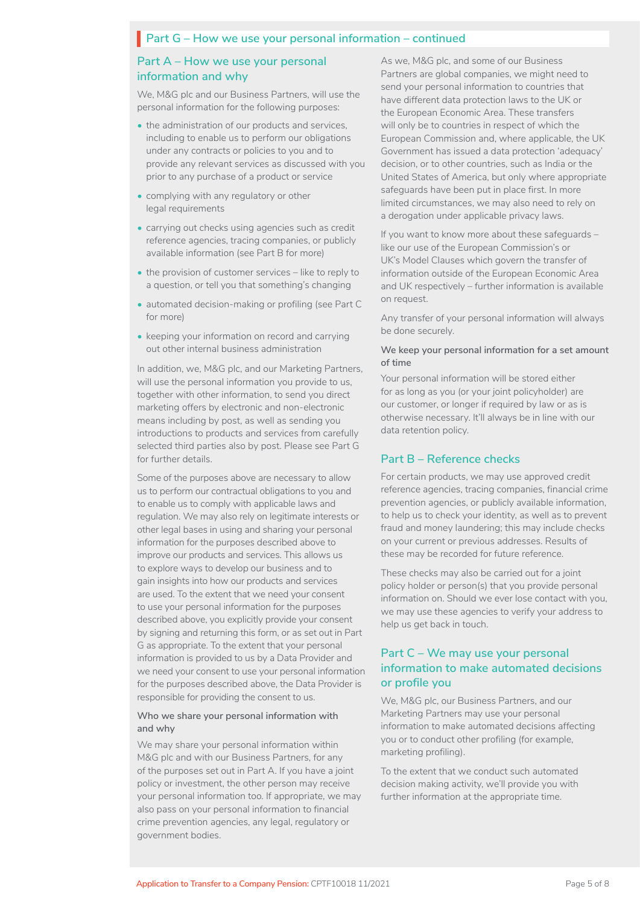## Part G – How we use your personal information – continued

### Part A – How we use your personal information and why

We, M&G plc and our Business Partners, will use the personal information for the following purposes:

- the administration of our products and services, including to enable us to perform our obligations under any contracts or policies to you and to provide any relevant services as discussed with you prior to any purchase of a product or service
- complying with any regulatory or other legal requirements
- carrying out checks using agencies such as credit reference agencies, tracing companies, or publicly available information (see Part B for more)
- the provision of customer services – like to reply to a question, or tell you that something's changing
- automated decision-making or profiling (see Part C for more)
- keeping your information on record and carrying out other internal business administration

In addition, we, M&G plc, and our Marketing Partners, will use the personal information you provide to us, together with other information, to send you direct marketing offers by electronic and non-electronic means including by post, as well as sending you introductions to products and services from carefully selected third parties also by post. Please see Part G for further details.

Some of the purposes above are necessary to allow us to perform our contractual obligations to you and to enable us to comply with applicable laws and regulation. We may also rely on legitimate interests or other legal bases in using and sharing your personal information for the purposes described above to improve our products and services. This allows us to explore ways to develop our business and to gain insights into how our products and services are used. To the extent that we need your consent to use your personal information for the purposes described above, you explicitly provide your consent by signing and returning this form, or as set out in Part G as appropriate. To the extent that your personal information is provided to us by a Data Provider and we need your consent to use your personal information for the purposes described above, the Data Provider is responsible for providing the consent to us.

**Who we share your personal information with and why**

We may share your personal information within M&G plc and with our Business Partners, for any of the purposes set out in Part A. If you have a joint policy or investment, the other person may receive your personal information too. If appropriate, we may also pass on your personal information to financial crime prevention agencies, any legal, regulatory or government bodies.

As we, M&G plc, and some of our Business Partners are global companies, we might need to send your personal information to countries that have different data protection laws to the UK or the European Economic Area. These transfers will only be to countries in respect of which the European Commission and, where applicable, the UK Government has issued a data protection 'adequacy' decision, or to other countries, such as India or the United States of America, but only where appropriate safeguards have been put in place first. In more limited circumstances, we may also need to rely on a derogation under applicable privacy laws.

If you want to know more about these safeguards – like our use of the European Commission's or UK's Model Clauses which govern the transfer of information outside of the European Economic Area and UK respectively – further information is available on request.

Any transfer of your personal information will always be done securely.

**We keep your personal information for a set amount of time**

Your personal information will be stored either for as long as you (or your joint policyholder) are our customer, or longer if required by law or as is otherwise necessary. It'll always be in line with our data retention policy.

### Part B – Reference checks

For certain products, we may use approved credit reference agencies, tracing companies, financial crime prevention agencies, or publicly available information, to help us to check your identity, as well as to prevent fraud and money laundering; this may include checks on your current or previous addresses. Results of these may be recorded for future reference.

These checks may also be carried out for a joint policy holder or person(s) that you provide personal information on. Should we ever lose contact with you, we may use these agencies to verify your address to help us get back in touch.

### Part C – We may use your personal information to make automated decisions or profile you

We, M&G plc, our Business Partners, and our Marketing Partners may use your personal information to make automated decisions affecting you or to conduct other profiling (for example, marketing profiling).

To the extent that we conduct such automated decision making activity, we'll provide you with further information at the appropriate time.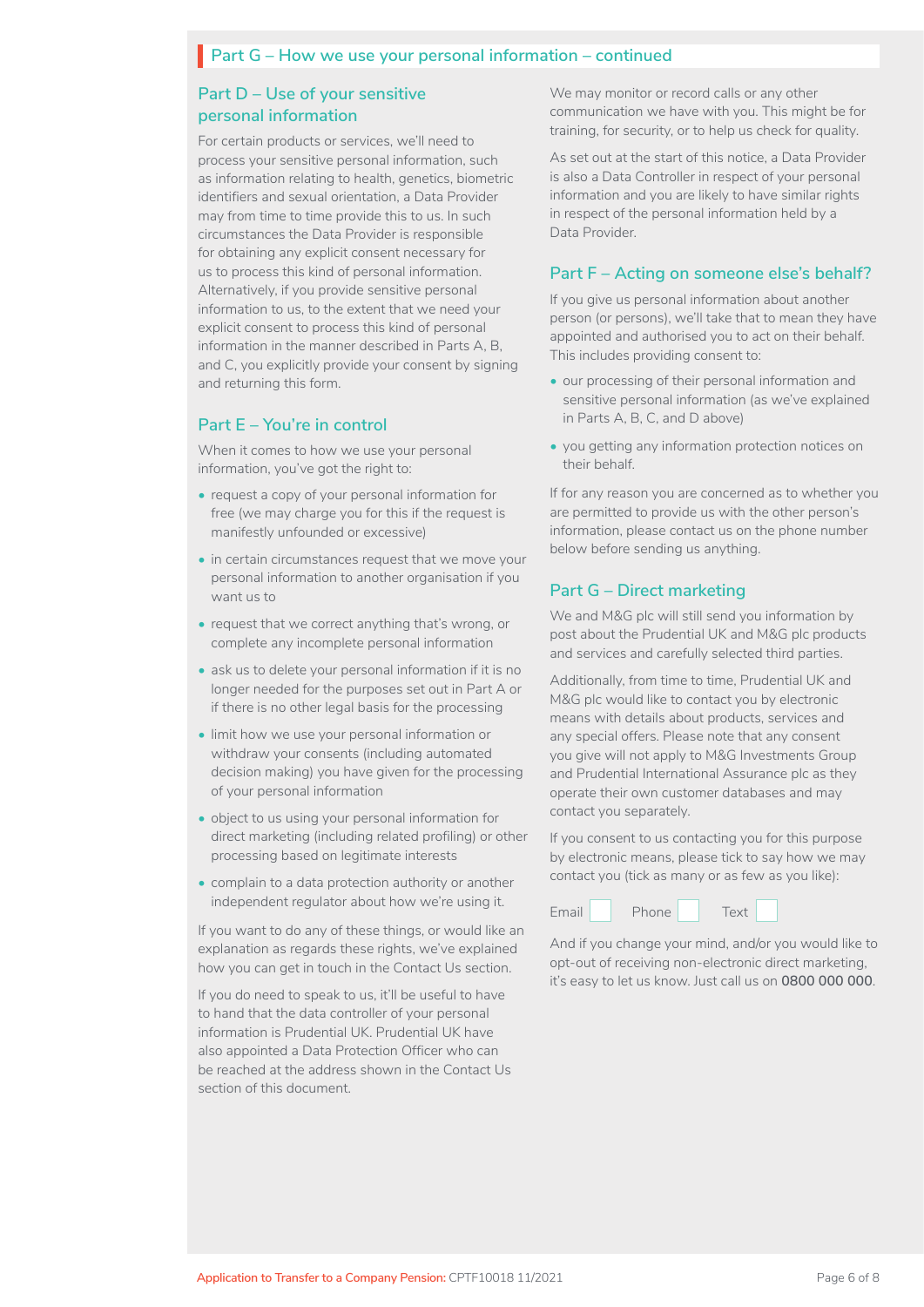## Part G – How we use your personal information – continued

### Part D – Use of your sensitive personal information

For certain products or services, we'll need to process your sensitive personal information, such as information relating to health, genetics, biometric identifiers and sexual orientation, a Data Provider may from time to time provide this to us. In such circumstances the Data Provider is responsible for obtaining any explicit consent necessary for us to process this kind of personal information. Alternatively, if you provide sensitive personal information to us, to the extent that we need your explicit consent to process this kind of personal information in the manner described in Parts A, B, and C, you explicitly provide your consent by signing and returning this form.

### Part E – You're in control

When it comes to how we use your personal information, you've got the right to:

- request a copy of your personal information for free (we may charge you for this if the request is manifestly unfounded or excessive)
- in certain circumstances request that we move your personal information to another organisation if you want us to
- request that we correct anything that's wrong, or complete any incomplete personal information
- ask us to delete your personal information if it is no longer needed for the purposes set out in Part A or if there is no other legal basis for the processing
- limit how we use your personal information or withdraw your consents (including automated decision making) you have given for the processing of your personal information
- object to us using your personal information for direct marketing (including related profiling) or other processing based on legitimate interests
- complain to a data protection authority or another independent regulator about how we're using it.

If you want to do any of these things, or would like an explanation as regards these rights, we've explained how you can get in touch in the Contact Us section.

If you do need to speak to us, it'll be useful to have to hand that the data controller of your personal information is Prudential UK. Prudential UK have also appointed a Data Protection Officer who can be reached at the address shown in the Contact Us section of this document.

We may monitor or record calls or any other communication we have with you. This might be for training, for security, or to help us check for quality.

As set out at the start of this notice, a Data Provider is also a Data Controller in respect of your personal information and you are likely to have similar rights in respect of the personal information held by a Data Provider.

### Part F – Acting on someone else's behalf?

If you give us personal information about another person (or persons), we'll take that to mean they have appointed and authorised you to act on their behalf. This includes providing consent to:

- our processing of their personal information and sensitive personal information (as we've explained in Parts A, B, C, and D above)
- you getting any information protection notices on their behalf.

If for any reason you are concerned as to whether you are permitted to provide us with the other person's information, please contact us on the phone number below before sending us anything.

### Part G – Direct marketing

We and M&G plc will still send you information by post about the Prudential UK and M&G plc products and services and carefully selected third parties.

Additionally, from time to time, Prudential UK and M&G plc would like to contact you by electronic means with details about products, services and any special offers. Please note that any consent you give will not apply to M&G Investments Group and Prudential International Assurance plc as they operate their own customer databases and may contact you separately.

If you consent to us contacting you for this purpose by electronic means, please tick to say how we may contact you (tick as many or as few as you like):

Email ☐ Phone ☐ Text ☐

And if you change your mind, and/or you would like to opt-out of receiving non-electronic direct marketing, it's easy to let us know. Just call us on **0800 000 000**.

Application to Transfer to a Company Pension: CPTF10018 11/2021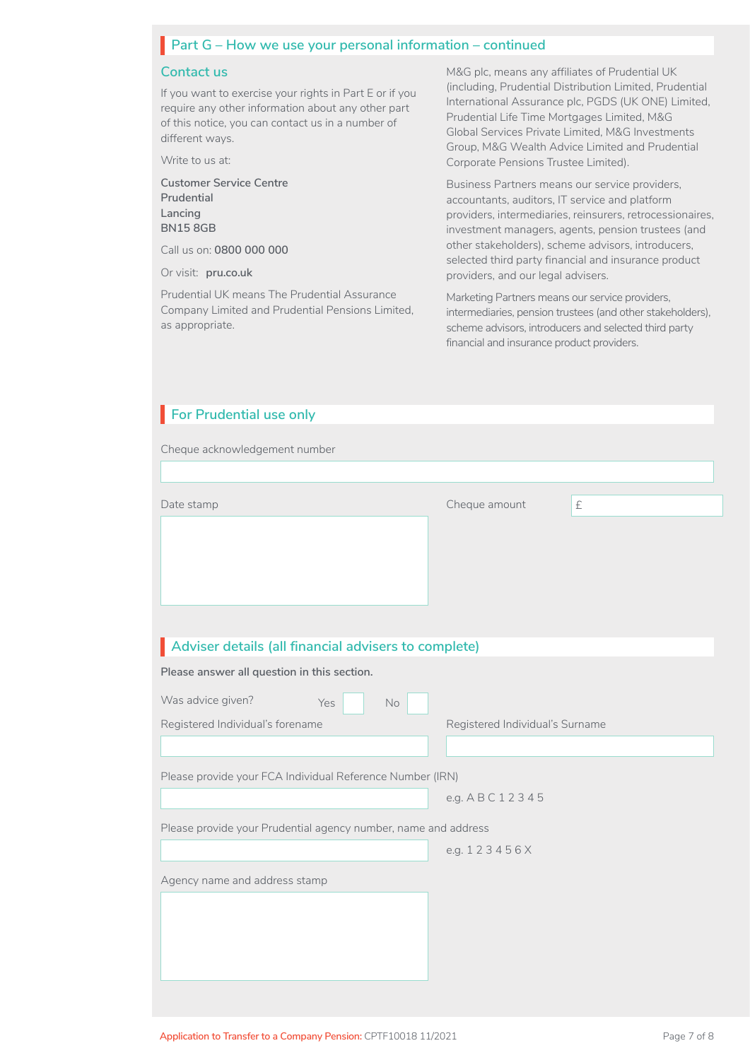## Part G – How we use your personal information – continued

### Contact us

If you want to exercise your rights in Part E or if you require any other information about any other part of this notice, you can contact us in a number of different ways.

Write to us at:

**Customer Service Centre**
**Prudential**
**Lancing**
**BN15 8GB**

Call us on: **0800 000 000**

Or visit: **pru.co.uk**

Prudential UK means The Prudential Assurance Company Limited and Prudential Pensions Limited, as appropriate.

M&G plc, means any affiliates of Prudential UK (including, Prudential Distribution Limited, Prudential International Assurance plc, PGDS (UK ONE) Limited, Prudential Life Time Mortgages Limited, M&G Global Services Private Limited, M&G Investments Group, M&G Wealth Advice Limited and Prudential Corporate Pensions Trustee Limited).

Business Partners means our service providers, accountants, auditors, IT service and platform providers, intermediaries, reinsurers, retrocessionaires, investment managers, agents, pension trustees (and other stakeholders), scheme advisors, introducers, selected third party financial and insurance product providers, and our legal advisers.

Marketing Partners means our service providers, intermediaries, pension trustees (and other stakeholders), scheme advisors, introducers and selected third party financial and insurance product providers.

## For Prudential use only

Cheque acknowledgement number

Date stamp

Cheque amount £

## Adviser details (all financial advisers to complete)

**Please answer all question in this section.**

Was advice given? Yes ☐ No ☐

Registered Individual's forename

Registered Individual's Surname

Please provide your FCA Individual Reference Number (IRN)

e.g. A B C 1 2 3 4 5

Please provide your Prudential agency number, name and address

e.g. 1 2 3 4 5 6 X

Agency name and address stamp

Application to Transfer to a Company Pension: CPTF10018 11/2021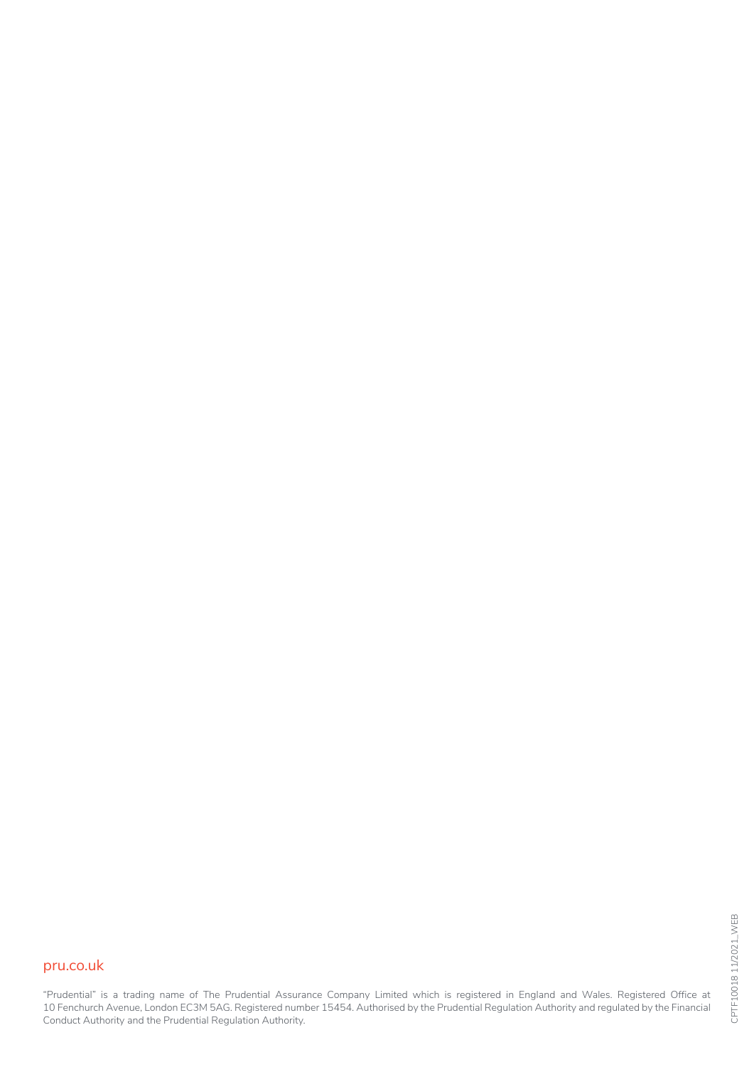pru.co.uk

"Prudential" is a trading name of The Prudential Assurance Company Limited which is registered in England and Wales. Registered Office at 10 Fenchurch Avenue, London EC3M 5AG. Registered number 15454. Authorised by the Prudential Regulation Authority and regulated by the Financial Conduct Authority and the Prudential Regulation Authority.

CPTF10018 11/2021_WEB